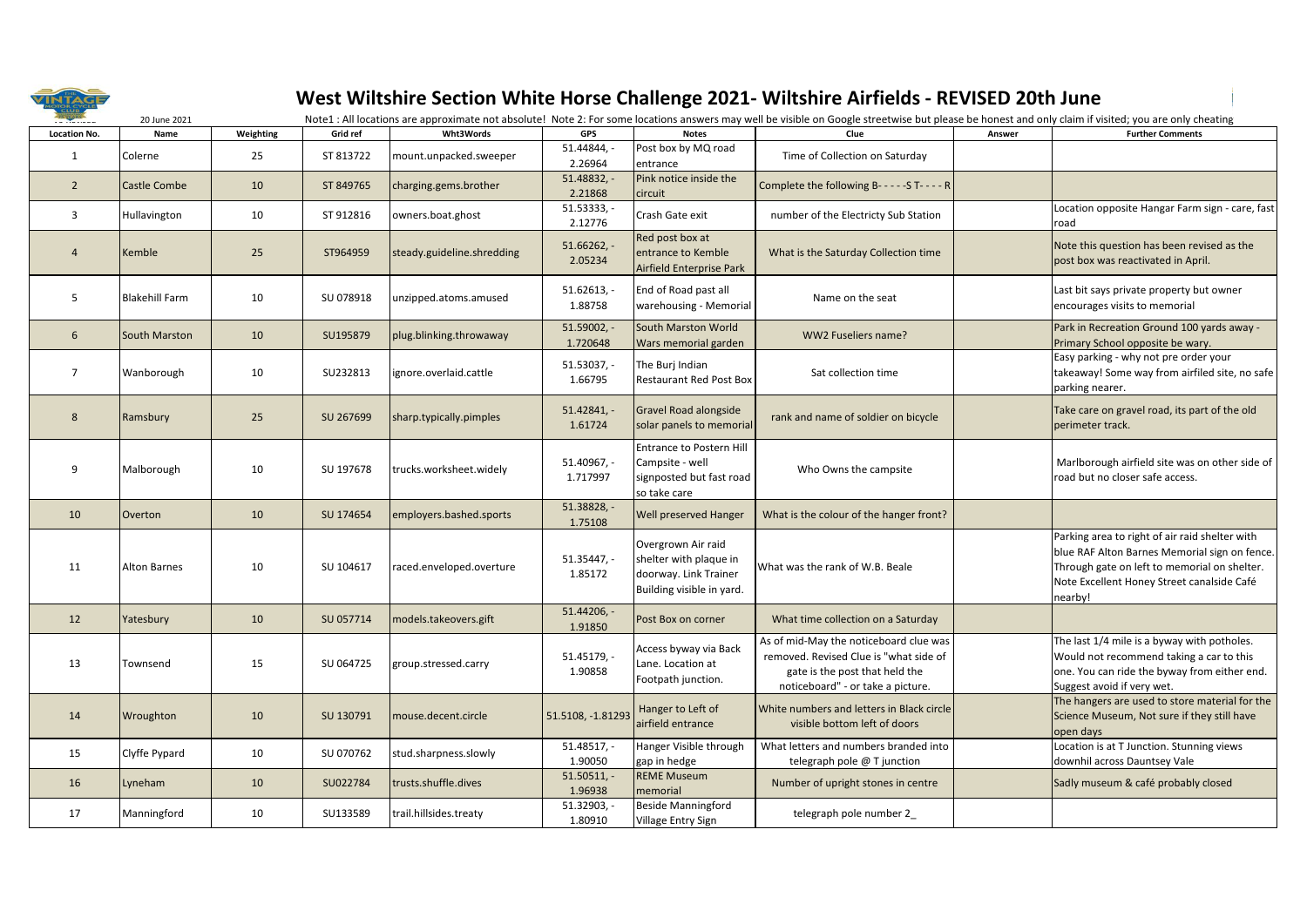# West Wiltshire Section White Horse Challenge 2021- Wiltshire Airfields - REVISED 20th June

20 June 2021

Note1 : All locations are approximate not absolute! Note 2: For some locations answers may well be visible on Google streetwise but please be honest and only claim if visited; you are only cheating

| Location No. | Name | Weighting | Grid ref | Wht3Words | GPS | Notes | Clue | Answer | Further Comments |
|---|---|---|---|---|---|---|---|---|---|
| 1 | Colerne | 25 | ST 813722 | mount.unpacked.sweeper | 51.44844, -2.26964 | Post box by MQ road entrance | Time of Collection on Saturday | | |
| 2 | Castle Combe | 10 | ST 849765 | charging.gems.brother | 51.48832, -2.21868 | Pink notice inside the circuit | Complete the following B- - - - -S T- - - - R | | |
| 3 | Hullavington | 10 | ST 912816 | owners.boat.ghost | 51.53333, -2.12776 | Crash Gate exit | number of the Electricty Sub Station | | Location opposite Hangar Farm sign - care, fast road |
| 4 | Kemble | 25 | ST964959 | steady.guideline.shredding | 51.66262, -2.05234 | Red post box at entrance to Kemble Airfield Enterprise Park | What is the Saturday Collection time | | Note this question has been revised as the post box was reactivated in April. |
| 5 | Blakehill Farm | 10 | SU 078918 | unzipped.atoms.amused | 51.62613, -1.88758 | End of Road past all warehousing - Memorial | Name on the seat | | Last bit says private property but owner encourages visits to memorial |
| 6 | South Marston | 10 | SU195879 | plug.blinking.throwaway | 51.59002, -1.720648 | South Marston World Wars memorial garden | WW2 Fuseliers name? | | Park in Recreation Ground 100 yards away - Primary School opposite be wary. |
| 7 | Wanborough | 10 | SU232813 | ignore.overlaid.cattle | 51.53037, -1.66795 | The Burj Indian Restaurant Red Post Box | Sat collection time | | Easy parking - why not pre order your takeaway! Some way from airfiled site, no safe parking nearer. |
| 8 | Ramsbury | 25 | SU 267699 | sharp.typically.pimples | 51.42841, -1.61724 | Gravel Road alongside solar panels to memorial | rank and name of soldier on bicycle | | Take care on gravel road, its part of the old perimeter track. |
| 9 | Malborough | 10 | SU 197678 | trucks.worksheet.widely | 51.40967, -1.717997 | Entrance to Postern Hill Campsite - well signposted but fast road so take care | Who Owns the campsite | | Marlborough airfield site was on other side of road but no closer safe access. |
| 10 | Overton | 10 | SU 174654 | employers.bashed.sports | 51.38828, -1.75108 | Well preserved Hanger | What is the colour of the hanger front? | | |
| 11 | Alton Barnes | 10 | SU 104617 | raced.enveloped.overture | 51.35447, -1.85172 | Overgrown Air raid shelter with plaque in doorway. Link Trainer Building visible in yard. | What was the rank of W.B. Beale | | Parking area to right of air raid shelter with blue RAF Alton Barnes Memorial sign on fence. Through gate on left to memorial on shelter. Note Excellent Honey Street canalside Café nearby! |
| 12 | Yatesbury | 10 | SU 057714 | models.takeovers.gift | 51.44206, -1.91850 | Post Box on corner | What time collection on a Saturday | | |
| 13 | Townsend | 15 | SU 064725 | group.stressed.carry | 51.45179, -1.90858 | Access byway via Back Lane. Location at Footpath junction. | As of mid-May the noticeboard clue was removed. Revised Clue is "what side of gate is the post that held the noticeboard" - or take a picture. | | The last 1/4 mile is a byway with potholes. Would not recommend taking a car to this one. You can ride the byway from either end. Suggest avoid if very wet. |
| 14 | Wroughton | 10 | SU 130791 | mouse.decent.circle | 51.5108, -1.81293 | Hanger to Left of airfield entrance | White numbers and letters in Black circle visible bottom left of doors | | The hangers are used to store material for the Science Museum, Not sure if they still have open days |
| 15 | Clyffe Pypard | 10 | SU 070762 | stud.sharpness.slowly | 51.48517, -1.90050 | Hanger Visible through gap in hedge | What letters and numbers branded into telegraph pole @ T junction | | Location is at T Junction. Stunning views downhil across Dauntsey Vale |
| 16 | Lyneham | 10 | SU022784 | trusts.shuffle.dives | 51.50511, -1.96938 | REME Museum memorial | Number of upright stones in centre | | Sadly museum & café probably closed |
| 17 | Manningford | 10 | SU133589 | trail.hillsides.treaty | 51.32903, -1.80910 | Beside Manningford Village Entry Sign | telegraph pole number 2_ | | |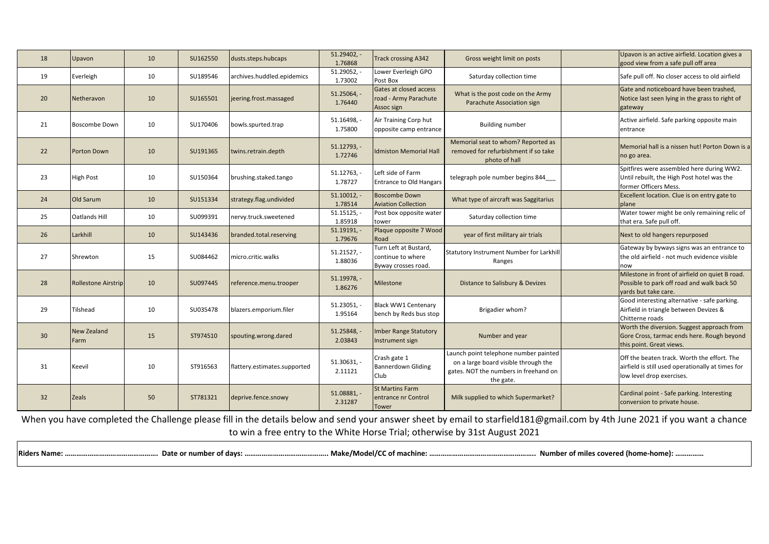| | | | | | | | | | |
|---|---|---|---|---|---|---|---|---|---|
| 18 | Upavon | 10 | SU162550 | dusts.steps.hubcaps | 51.29402, -1.76868 | Track crossing A342 | Gross weight limit on posts | | Upavon is an active airfield. Location gives a good view from a safe pull off area |
| 19 | Everleigh | 10 | SU189546 | archives.huddled.epidemics | 51.29052, -1.73002 | Lower Everleigh GPO Post Box | Saturday collection time | | Safe pull off. No closer access to old airfield |
| 20 | Netheravon | 10 | SU165501 | jeering.frost.massaged | 51.25064, -1.76440 | Gates at closed access road - Army Parachute Assoc sign | What is the post code on the Army Parachute Association sign | | Gate and noticeboard have been trashed, Notice last seen lying in the grass to right of gateway |
| 21 | Boscombe Down | 10 | SU170406 | bowls.spurted.trap | 51.16498, -1.75800 | Air Training Corp hut opposite camp entrance | Building number | | Active airfield. Safe parking opposite main entrance |
| 22 | Porton Down | 10 | SU191365 | twins.retrain.depth | 51.12793, -1.72746 | Idmiston Memorial Hall | Memorial seat to whom? Reported as removed for refurbishment if so take photo of hall | | Memorial hall is a nissen hut! Porton Down is a no go area. |
| 23 | High Post | 10 | SU150364 | brushing.staked.tango | 51.12763, -1.78727 | Left side of Farm Entrance to Old Hangars | telegraph pole number begins 844___ | | Spitfires were assembled here during WW2. Until rebuilt, the High Post hotel was the former Officers Mess. |
| 24 | Old Sarum | 10 | SU151334 | strategy.flag.undivided | 51.10012, -1.78514 | Boscombe Down Aviation Collection | What type of aircraft was Saggitarius | | Excellent location. Clue is on entry gate to plane |
| 25 | Oatlands Hill | 10 | SU099391 | nervy.truck.sweetened | 51.15125, -1.85918 | Post box opposite water tower | Saturday collection time | | Water tower might be only remaining relic of that era. Safe pull off. |
| 26 | Larkhill | 10 | SU143436 | branded.total.reserving | 51.19191, -1.79676 | Plaque opposite 7 Wood Road | year of first military air trials | | Next to old hangers repurposed |
| 27 | Shrewton | 15 | SU084462 | micro.critic.walks | 51.21527, -1.88036 | Turn Left at Bustard, continue to where Byway crosses road. | Statutory Instrument Number for Larkhill Ranges | | Gateway by byways signs was an entrance to the old airfield - not much evidence visible now |
| 28 | Rollestone Airstrip | 10 | SU097445 | reference.menu.trooper | 51.19978, -1.86276 | Milestone | Distance to Salisbury & Devizes | | Milestone in front of airfield on quiet B road. Possible to park off road and walk back 50 yards but take care. |
| 29 | Tilshead | 10 | SU035478 | blazers.emporium.filer | 51.23051, -1.95164 | Black WW1 Centenary bench by Reds bus stop | Brigadier whom? | | Good interesting alternative - safe parking. Airfield in triangle between Devizes & Chitterne roads |
| 30 | New Zealand Farm | 15 | ST974510 | spouting.wrong.dared | 51.25848, -2.03843 | Imber Range Statutory Instrument sign | Number and year | | Worth the diversion. Suggest approach from Gore Cross, tarmac ends here. Rough beyond this point. Great views. |
| 31 | Keevil | 10 | ST916563 | flattery.estimates.supported | 51.30631, -2.11121 | Crash gate 1 Bannerdown Gliding Club | Launch point telephone number painted on a large board visible through the gates. NOT the numbers in freehand on the gate. | | Off the beaten track. Worth the effort. The airfield is still used operationally at times for low level drop exercises. |
| 32 | Zeals | 50 | ST781321 | deprive.fence.snowy | 51.08881, -2.31287 | St Martins Farm entrance nr Control Tower | Milk supplied to which Supermarket? | | Cardinal point - Safe parking. Interesting conversion to private house. |

When you have completed the Challenge please fill in the details below and send your answer sheet by email to starfield181@gmail.com by 4th June 2021 if you want a chance to win a free entry to the White Horse Trial; otherwise by 31st August 2021

**Riders Name: ……………………………………… Date or number of days: ……………………………….. Make/Model/CC of machine: ……………………………………………. Number of miles covered (home-home): ……………**